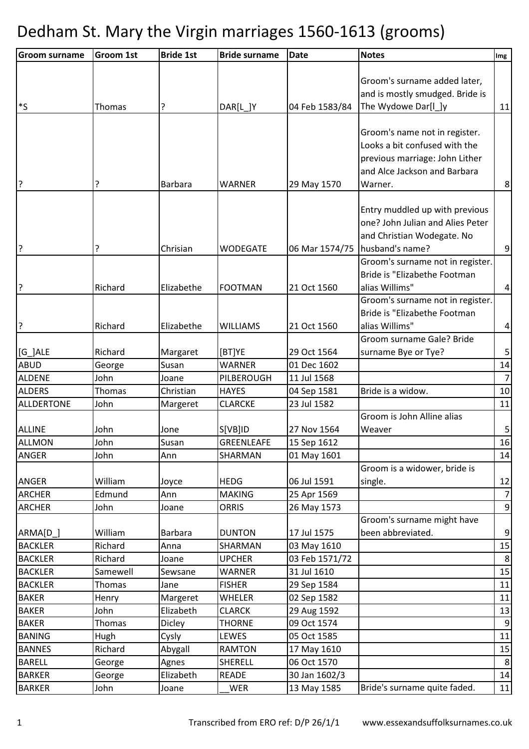# Dedham St. Mary the Virgin marriages 1560-1613 (grooms)

| Groom surname | Groom 1st | Bride 1st | Bride surname | Date | Notes | Img |
|---|---|---|---|---|---|---|
| *S | Thomas | ? | DAR[L_]Y | 04 Feb 1583/84 | Groom's surname added later, and is mostly smudged. Bride is The Wydowe Dar[l_]y | 11 |
| ? | ? | Barbara | WARNER | 29 May 1570 | Groom's name not in register. Looks a bit confused with the previous marriage: John Lither and Alce Jackson and Barbara Warner. | 8 |
| ? | ? | Chrisian | WODEGATE | 06 Mar 1574/75 | Entry muddled up with previous one? John Julian and Alies Peter and Christian Wodegate. No husband's name? | 9 |
| ? | Richard | Elizabethe | FOOTMAN | 21 Oct 1560 | Groom's surname not in register. Bride is "Elizabethe Footman alias Willims" | 4 |
| ? | Richard | Elizabethe | WILLIAMS | 21 Oct 1560 | Groom's surname not in register. Bride is "Elizabethe Footman alias Willims" | 4 |
| [G_]ALE | Richard | Margaret | [BT]YE | 29 Oct 1564 | Groom surname Gale? Bride surname Bye or Tye? | 5 |
| ABUD | George | Susan | WARNER | 01 Dec 1602 | | 14 |
| ALDENE | John | Joane | PILBEROUGH | 11 Jul 1568 | | 7 |
| ALDERS | Thomas | Christian | HAYES | 04 Sep 1581 | Bride is a widow. | 10 |
| ALLDERTONE | John | Margeret | CLARCKE | 23 Jul 1582 | | 11 |
| ALLINE | John | Jone | S[VB]ID | 27 Nov 1564 | Groom is John Alline alias Weaver | 5 |
| ALLMON | John | Susan | GREENLEAFE | 15 Sep 1612 | | 16 |
| ANGER | John | Ann | SHARMAN | 01 May 1601 | | 14 |
| ANGER | William | Joyce | HEDG | 06 Jul 1591 | Groom is a widower, bride is single. | 12 |
| ARCHER | Edmund | Ann | MAKING | 25 Apr 1569 | | 7 |
| ARCHER | John | Joane | ORRIS | 26 May 1573 | | 9 |
| ARMA[D_] | William | Barbara | DUNTON | 17 Jul 1575 | Groom's surname might have been abbreviated. | 9 |
| BACKLER | Richard | Anna | SHARMAN | 03 May 1610 | | 15 |
| BACKLER | Richard | Joane | UPCHER | 03 Feb 1571/72 | | 8 |
| BACKLER | Samewell | Sewsane | WARNER | 31 Jul 1610 | | 15 |
| BACKLER | Thomas | Jane | FISHER | 29 Sep 1584 | | 11 |
| BAKER | Henry | Margeret | WHELER | 02 Sep 1582 | | 11 |
| BAKER | John | Elizabeth | CLARCK | 29 Aug 1592 | | 13 |
| BAKER | Thomas | Dicley | THORNE | 09 Oct 1574 | | 9 |
| BANING | Hugh | Cysly | LEWES | 05 Oct 1585 | | 11 |
| BANNES | Richard | Abygall | RAMTON | 17 May 1610 | | 15 |
| BARELL | George | Agnes | SHERELL | 06 Oct 1570 | | 8 |
| BARKER | George | Elizabeth | READE | 30 Jan 1602/3 | | 14 |
| BARKER | John | Joane | __WER | 13 May 1585 | Bride's surname quite faded. | 11 |

Transcribed from ERO ref: D/P 26/1/1 www.essexandsuffolksurnames.co.uk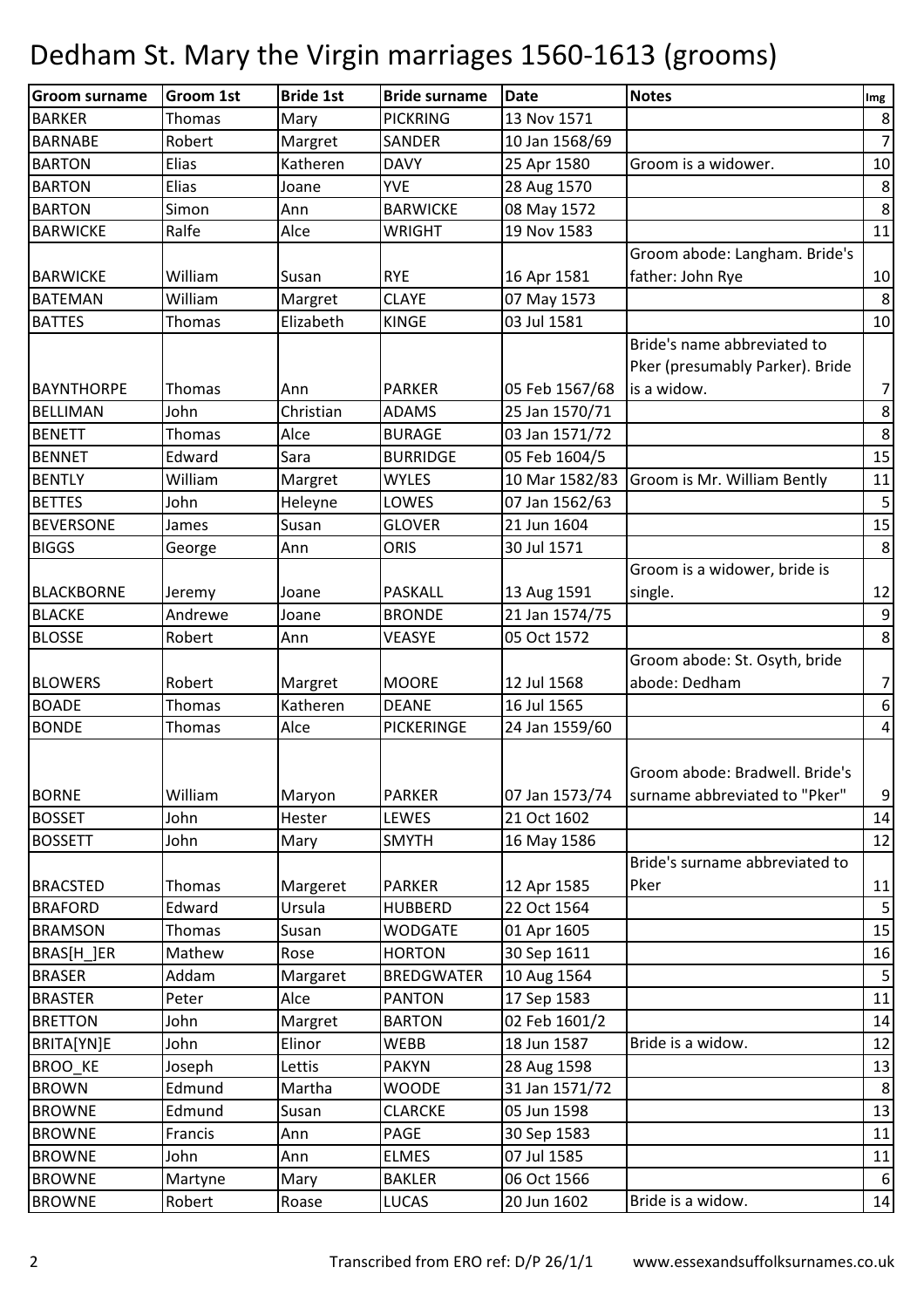# Dedham St. Mary the Virgin marriages 1560-1613 (grooms)

| Groom surname | Groom 1st | Bride 1st | Bride surname | Date | Notes | Img |
|---|---|---|---|---|---|---|
| BARKER | Thomas | Mary | PICKRING | 13 Nov 1571 | | 8 |
| BARNABE | Robert | Margret | SANDER | 10 Jan 1568/69 | | 7 |
| BARTON | Elias | Katheren | DAVY | 25 Apr 1580 | Groom is a widower. | 10 |
| BARTON | Elias | Joane | YVE | 28 Aug 1570 | | 8 |
| BARTON | Simon | Ann | BARWICKE | 08 May 1572 | | 8 |
| BARWICKE | Ralfe | Alce | WRIGHT | 19 Nov 1583 | | 11 |
| BARWICKE | William | Susan | RYE | 16 Apr 1581 | Groom abode: Langham. Bride's father: John Rye | 10 |
| BATEMAN | William | Margret | CLAYE | 07 May 1573 | | 8 |
| BATTES | Thomas | Elizabeth | KINGE | 03 Jul 1581 | | 10 |
| BAYNTHORPE | Thomas | Ann | PARKER | 05 Feb 1567/68 | Bride's name abbreviated to Pker (presumably Parker). Bride is a widow. | 7 |
| BELLIMAN | John | Christian | ADAMS | 25 Jan 1570/71 | | 8 |
| BENETT | Thomas | Alce | BURAGE | 03 Jan 1571/72 | | 8 |
| BENNET | Edward | Sara | BURRIDGE | 05 Feb 1604/5 | | 15 |
| BENTLY | William | Margret | WYLES | 10 Mar 1582/83 | Groom is Mr. William Bently | 11 |
| BETTES | John | Heleyne | LOWES | 07 Jan 1562/63 | | 5 |
| BEVERSONE | James | Susan | GLOVER | 21 Jun 1604 | | 15 |
| BIGGS | George | Ann | ORIS | 30 Jul 1571 | | 8 |
| BLACKBORNE | Jeremy | Joane | PASKALL | 13 Aug 1591 | Groom is a widower, bride is single. | 12 |
| BLACKE | Andrewe | Joane | BRONDE | 21 Jan 1574/75 | | 9 |
| BLOSSE | Robert | Ann | VEASYE | 05 Oct 1572 | | 8 |
| BLOWERS | Robert | Margret | MOORE | 12 Jul 1568 | Groom abode: St. Osyth, bride abode: Dedham | 7 |
| BOADE | Thomas | Katheren | DEANE | 16 Jul 1565 | | 6 |
| BONDE | Thomas | Alce | PICKERINGE | 24 Jan 1559/60 | | 4 |
| BORNE | William | Maryon | PARKER | 07 Jan 1573/74 | Groom abode: Bradwell. Bride's surname abbreviated to "Pker" | 9 |
| BOSSET | John | Hester | LEWES | 21 Oct 1602 | | 14 |
| BOSSETT | John | Mary | SMYTH | 16 May 1586 | | 12 |
| BRACSTED | Thomas | Margeret | PARKER | 12 Apr 1585 | Bride's surname abbreviated to Pker | 11 |
| BRAFORD | Edward | Ursula | HUBBERD | 22 Oct 1564 | | 5 |
| BRAMSON | Thomas | Susan | WODGATE | 01 Apr 1605 | | 15 |
| BRAS[H_]ER | Mathew | Rose | HORTON | 30 Sep 1611 | | 16 |
| BRASER | Addam | Margaret | BREDGWATER | 10 Aug 1564 | | 5 |
| BRASTER | Peter | Alce | PANTON | 17 Sep 1583 | | 11 |
| BRETTON | John | Margret | BARTON | 02 Feb 1601/2 | | 14 |
| BRITA[YN]E | John | Elinor | WEBB | 18 Jun 1587 | Bride is a widow. | 12 |
| BROO_KE | Joseph | Lettis | PAKYN | 28 Aug 1598 | | 13 |
| BROWN | Edmund | Martha | WOODE | 31 Jan 1571/72 | | 8 |
| BROWNE | Edmund | Susan | CLARCKE | 05 Jun 1598 | | 13 |
| BROWNE | Francis | Ann | PAGE | 30 Sep 1583 | | 11 |
| BROWNE | John | Ann | ELMES | 07 Jul 1585 | | 11 |
| BROWNE | Martyne | Mary | BAKLER | 06 Oct 1566 | | 6 |
| BROWNE | Robert | Roase | LUCAS | 20 Jun 1602 | Bride is a widow. | 14 |

Transcribed from ERO ref: D/P 26/1/1 www.essexandsuffolksurnames.co.uk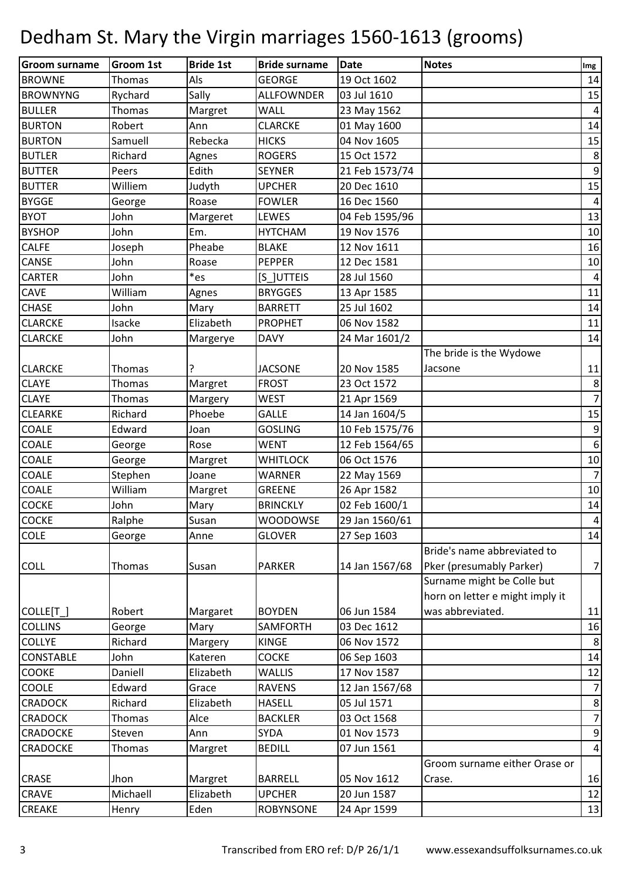# Dedham St. Mary the Virgin marriages 1560-1613 (grooms)

| Groom surname | Groom 1st | Bride 1st | Bride surname | Date | Notes | Img |
|---|---|---|---|---|---|---|
| BROWNE | Thomas | Als | GEORGE | 19 Oct 1602 | | 14 |
| BROWNYNG | Rychard | Sally | ALLFOWNDER | 03 Jul 1610 | | 15 |
| BULLER | Thomas | Margret | WALL | 23 May 1562 | | 4 |
| BURTON | Robert | Ann | CLARCKE | 01 May 1600 | | 14 |
| BURTON | Samuell | Rebecka | HICKS | 04 Nov 1605 | | 15 |
| BUTLER | Richard | Agnes | ROGERS | 15 Oct 1572 | | 8 |
| BUTTER | Peers | Edith | SEYNER | 21 Feb 1573/74 | | 9 |
| BUTTER | Williem | Judyth | UPCHER | 20 Dec 1610 | | 15 |
| BYGGE | George | Roase | FOWLER | 16 Dec 1560 | | 4 |
| BYOT | John | Margeret | LEWES | 04 Feb 1595/96 | | 13 |
| BYSHOP | John | Em. | HYTCHAM | 19 Nov 1576 | | 10 |
| CALFE | Joseph | Pheabe | BLAKE | 12 Nov 1611 | | 16 |
| CANSE | John | Roase | PEPPER | 12 Dec 1581 | | 10 |
| CARTER | John | *es | [S_]UTTEIS | 28 Jul 1560 | | 4 |
| CAVE | William | Agnes | BRYGGES | 13 Apr 1585 | | 11 |
| CHASE | John | Mary | BARRETT | 25 Jul 1602 | | 14 |
| CLARCKE | Isacke | Elizabeth | PROPHET | 06 Nov 1582 | | 11 |
| CLARCKE | John | Margerye | DAVY | 24 Mar 1601/2 | | 14 |
| CLARCKE | Thomas | ? | JACSONE | 20 Nov 1585 | The bride is the Wydowe Jacsone | 11 |
| CLAYE | Thomas | Margret | FROST | 23 Oct 1572 | | 8 |
| CLAYE | Thomas | Margery | WEST | 21 Apr 1569 | | 7 |
| CLEARKE | Richard | Phoebe | GALLE | 14 Jan 1604/5 | | 15 |
| COALE | Edward | Joan | GOSLING | 10 Feb 1575/76 | | 9 |
| COALE | George | Rose | WENT | 12 Feb 1564/65 | | 6 |
| COALE | George | Margret | WHITLOCK | 06 Oct 1576 | | 10 |
| COALE | Stephen | Joane | WARNER | 22 May 1569 | | 7 |
| COALE | William | Margret | GREENE | 26 Apr 1582 | | 10 |
| COCKE | John | Mary | BRINCKLY | 02 Feb 1600/1 | | 14 |
| COCKE | Ralphe | Susan | WOODOWSE | 29 Jan 1560/61 | | 4 |
| COLE | George | Anne | GLOVER | 27 Sep 1603 | | 14 |
| COLL | Thomas | Susan | PARKER | 14 Jan 1567/68 | Bride's name abbreviated to Pker (presumably Parker) | 7 |
| COLLE[T_] | Robert | Margaret | BOYDEN | 06 Jun 1584 | Surname might be Colle but horn on letter e might imply it was abbreviated. | 11 |
| COLLINS | George | Mary | SAMFORTH | 03 Dec 1612 | | 16 |
| COLLYE | Richard | Margery | KINGE | 06 Nov 1572 | | 8 |
| CONSTABLE | John | Kateren | COCKE | 06 Sep 1603 | | 14 |
| COOKE | Daniell | Elizabeth | WALLIS | 17 Nov 1587 | | 12 |
| COOLE | Edward | Grace | RAVENS | 12 Jan 1567/68 | | 7 |
| CRADOCK | Richard | Elizabeth | HASELL | 05 Jul 1571 | | 8 |
| CRADOCK | Thomas | Alce | BACKLER | 03 Oct 1568 | | 7 |
| CRADOCKE | Steven | Ann | SYDA | 01 Nov 1573 | | 9 |
| CRADOCKE | Thomas | Margret | BEDILL | 07 Jun 1561 | | 4 |
| CRASE | Jhon | Margret | BARRELL | 05 Nov 1612 | Groom surname either Orase or Crase. | 16 |
| CRAVE | Michaell | Elizabeth | UPCHER | 20 Jun 1587 | | 12 |
| CREAKE | Henry | Eden | ROBYNSONE | 24 Apr 1599 | | 13 |

Transcribed from ERO ref: D/P 26/1/1 www.essexandsuffolksurnames.co.uk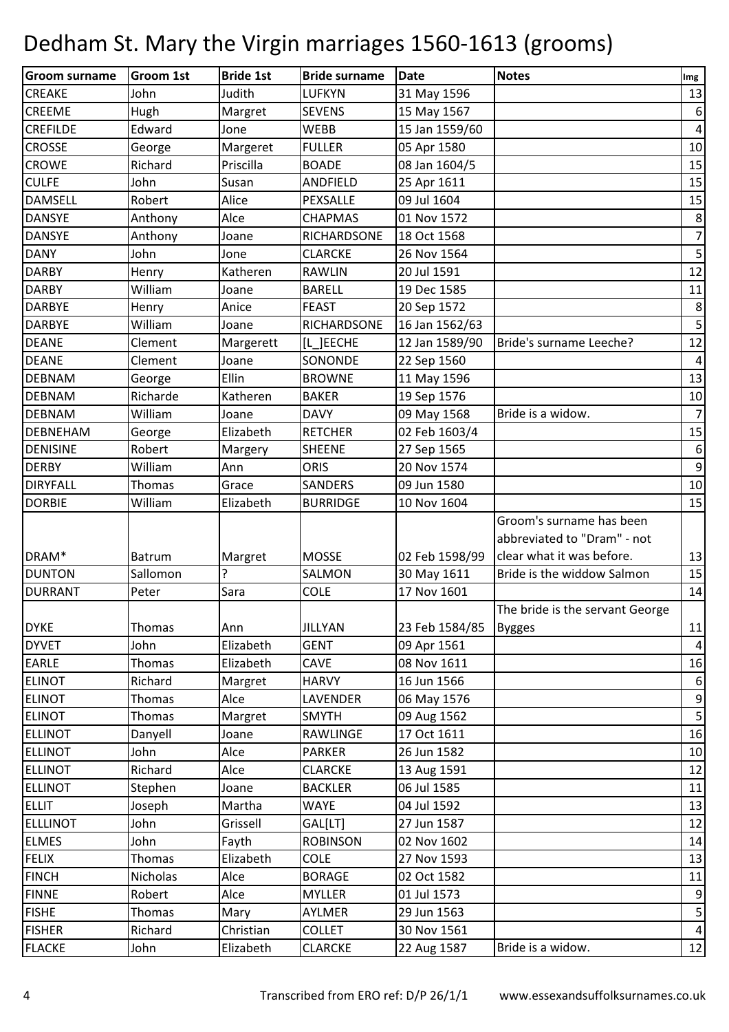# Dedham St. Mary the Virgin marriages 1560-1613 (grooms)

| Groom surname | Groom 1st | Bride 1st | Bride surname | Date | Notes | Img |
|---|---|---|---|---|---|---|
| CREAKE | John | Judith | LUFKYN | 31 May 1596 | | 13 |
| CREEME | Hugh | Margret | SEVENS | 15 May 1567 | | 6 |
| CREFILDE | Edward | Jone | WEBB | 15 Jan 1559/60 | | 4 |
| CROSSE | George | Margeret | FULLER | 05 Apr 1580 | | 10 |
| CROWE | Richard | Priscilla | BOADE | 08 Jan 1604/5 | | 15 |
| CULFE | John | Susan | ANDFIELD | 25 Apr 1611 | | 15 |
| DAMSELL | Robert | Alice | PEXSALLE | 09 Jul 1604 | | 15 |
| DANSYE | Anthony | Alce | CHAPMAS | 01 Nov 1572 | | 8 |
| DANSYE | Anthony | Joane | RICHARDSONE | 18 Oct 1568 | | 7 |
| DANY | John | Jone | CLARCKE | 26 Nov 1564 | | 5 |
| DARBY | Henry | Katheren | RAWLIN | 20 Jul 1591 | | 12 |
| DARBY | William | Joane | BARELL | 19 Dec 1585 | | 11 |
| DARBYE | Henry | Anice | FEAST | 20 Sep 1572 | | 8 |
| DARBYE | William | Joane | RICHARDSONE | 16 Jan 1562/63 | | 5 |
| DEANE | Clement | Margerett | [L_]EECHE | 12 Jan 1589/90 | Bride's surname Leeche? | 12 |
| DEANE | Clement | Joane | SONONDE | 22 Sep 1560 | | 4 |
| DEBNAM | George | Ellin | BROWNE | 11 May 1596 | | 13 |
| DEBNAM | Richarde | Katheren | BAKER | 19 Sep 1576 | | 10 |
| DEBNAM | William | Joane | DAVY | 09 May 1568 | Bride is a widow. | 7 |
| DEBNEHAM | George | Elizabeth | RETCHER | 02 Feb 1603/4 | | 15 |
| DENISINE | Robert | Margery | SHEENE | 27 Sep 1565 | | 6 |
| DERBY | William | Ann | ORIS | 20 Nov 1574 | | 9 |
| DIRYFALL | Thomas | Grace | SANDERS | 09 Jun 1580 | | 10 |
| DORBIE | William | Elizabeth | BURRIDGE | 10 Nov 1604 | | 15 |
| DRAM* | Batrum | Margret | MOSSE | 02 Feb 1598/99 | Groom's surname has been abbreviated to "Dram" - not clear what it was before. | 13 |
| DUNTON | Sallomon | ? | SALMON | 30 May 1611 | Bride is the widdow Salmon | 15 |
| DURRANT | Peter | Sara | COLE | 17 Nov 1601 | | 14 |
| DYKE | Thomas | Ann | JILLYAN | 23 Feb 1584/85 | The bride is the servant George Bygges | 11 |
| DYVET | John | Elizabeth | GENT | 09 Apr 1561 | | 4 |
| EARLE | Thomas | Elizabeth | CAVE | 08 Nov 1611 | | 16 |
| ELINOT | Richard | Margret | HARVY | 16 Jun 1566 | | 6 |
| ELINOT | Thomas | Alce | LAVENDER | 06 May 1576 | | 9 |
| ELINOT | Thomas | Margret | SMYTH | 09 Aug 1562 | | 5 |
| ELLINOT | Danyell | Joane | RAWLINGE | 17 Oct 1611 | | 16 |
| ELLINOT | John | Alce | PARKER | 26 Jun 1582 | | 10 |
| ELLINOT | Richard | Alce | CLARCKE | 13 Aug 1591 | | 12 |
| ELLINOT | Stephen | Joane | BACKLER | 06 Jul 1585 | | 11 |
| ELLIT | Joseph | Martha | WAYE | 04 Jul 1592 | | 13 |
| ELLLINOT | John | Grissell | GAL[LT] | 27 Jun 1587 | | 12 |
| ELMES | John | Fayth | ROBINSON | 02 Nov 1602 | | 14 |
| FELIX | Thomas | Elizabeth | COLE | 27 Nov 1593 | | 13 |
| FINCH | Nicholas | Alce | BORAGE | 02 Oct 1582 | | 11 |
| FINNE | Robert | Alce | MYLLER | 01 Jul 1573 | | 9 |
| FISHE | Thomas | Mary | AYLMER | 29 Jun 1563 | | 5 |
| FISHER | Richard | Christian | COLLET | 30 Nov 1561 | | 4 |
| FLACKE | John | Elizabeth | CLARCKE | 22 Aug 1587 | Bride is a widow. | 12 |

Transcribed from ERO ref: D/P 26/1/1 www.essexandsuffolksurnames.co.uk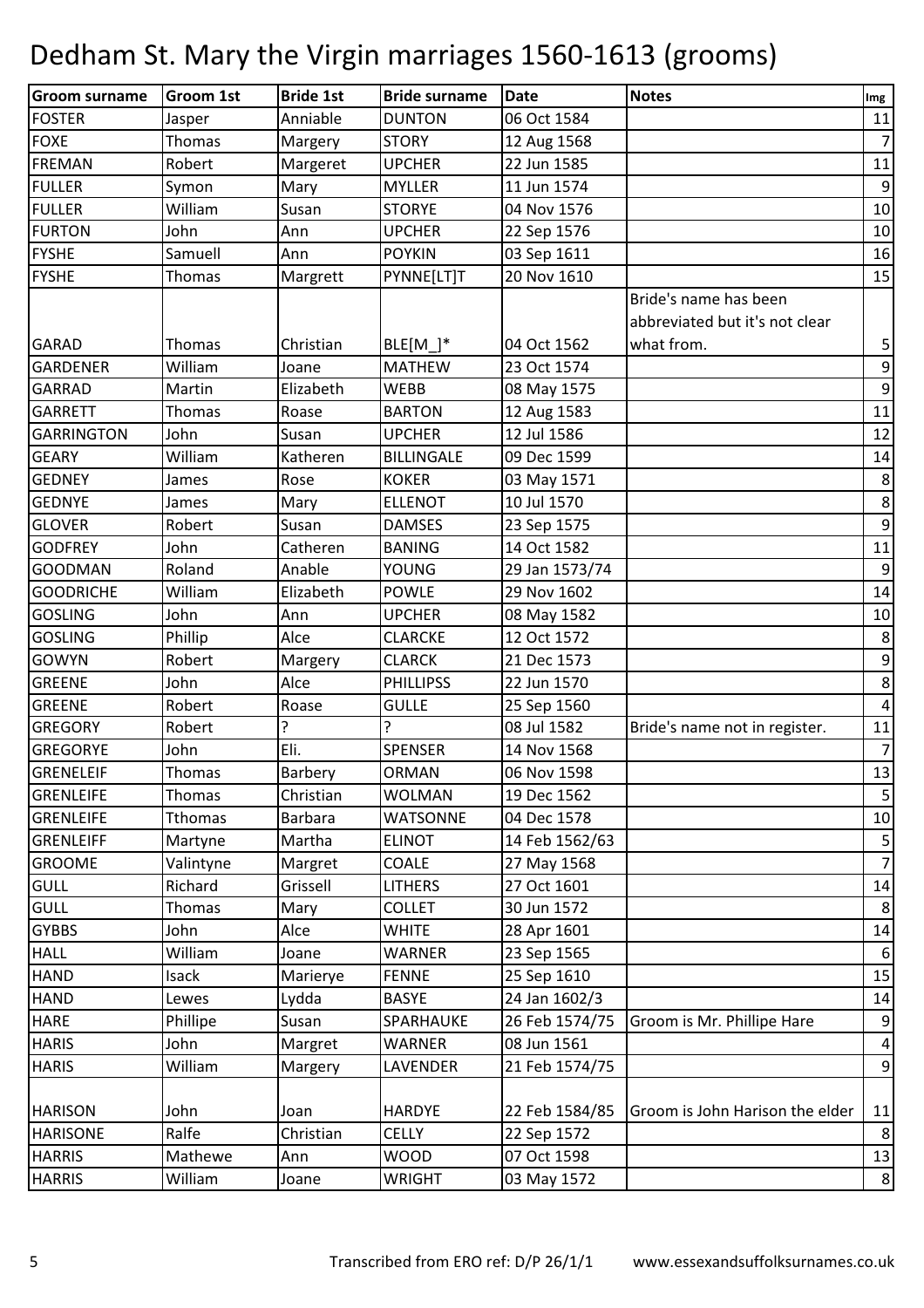# Dedham St. Mary the Virgin marriages 1560-1613 (grooms)

| Groom surname | Groom 1st | Bride 1st | Bride surname | Date | Notes | Img |
|---|---|---|---|---|---|---|
| FOSTER | Jasper | Anniable | DUNTON | 06 Oct 1584 | | 11 |
| FOXE | Thomas | Margery | STORY | 12 Aug 1568 | | 7 |
| FREMAN | Robert | Margeret | UPCHER | 22 Jun 1585 | | 11 |
| FULLER | Symon | Mary | MYLLER | 11 Jun 1574 | | 9 |
| FULLER | William | Susan | STORYE | 04 Nov 1576 | | 10 |
| FURTON | John | Ann | UPCHER | 22 Sep 1576 | | 10 |
| FYSHE | Samuell | Ann | POYKIN | 03 Sep 1611 | | 16 |
| FYSHE | Thomas | Margrett | PYNNE[LT]T | 20 Nov 1610 | | 15 |
| GARAD | Thomas | Christian | BLE[M_]* | 04 Oct 1562 | Bride's name has been abbreviated but it's not clear what from. | 5 |
| GARDENER | William | Joane | MATHEW | 23 Oct 1574 | | 9 |
| GARRAD | Martin | Elizabeth | WEBB | 08 May 1575 | | 9 |
| GARRETT | Thomas | Roase | BARTON | 12 Aug 1583 | | 11 |
| GARRINGTON | John | Susan | UPCHER | 12 Jul 1586 | | 12 |
| GEARY | William | Katheren | BILLINGALE | 09 Dec 1599 | | 14 |
| GEDNEY | James | Rose | KOKER | 03 May 1571 | | 8 |
| GEDNYE | James | Mary | ELLENOT | 10 Jul 1570 | | 8 |
| GLOVER | Robert | Susan | DAMSES | 23 Sep 1575 | | 9 |
| GODFREY | John | Catheren | BANING | 14 Oct 1582 | | 11 |
| GOODMAN | Roland | Anable | YOUNG | 29 Jan 1573/74 | | 9 |
| GOODRICHE | William | Elizabeth | POWLE | 29 Nov 1602 | | 14 |
| GOSLING | John | Ann | UPCHER | 08 May 1582 | | 10 |
| GOSLING | Phillip | Alce | CLARCKE | 12 Oct 1572 | | 8 |
| GOWYN | Robert | Margery | CLARCK | 21 Dec 1573 | | 9 |
| GREENE | John | Alce | PHILLIPSS | 22 Jun 1570 | | 8 |
| GREENE | Robert | Roase | GULLE | 25 Sep 1560 | | 4 |
| GREGORY | Robert | ? | ? | 08 Jul 1582 | Bride's name not in register. | 11 |
| GREGORYE | John | Eli. | SPENSER | 14 Nov 1568 | | 7 |
| GRENELEIF | Thomas | Barbery | ORMAN | 06 Nov 1598 | | 13 |
| GRENLEIFE | Thomas | Christian | WOLMAN | 19 Dec 1562 | | 5 |
| GRENLEIFE | Tthomas | Barbara | WATSONNE | 04 Dec 1578 | | 10 |
| GRENLEIFF | Martyne | Martha | ELINOT | 14 Feb 1562/63 | | 5 |
| GROOME | Valintyne | Margret | COALE | 27 May 1568 | | 7 |
| GULL | Richard | Grissell | LITHERS | 27 Oct 1601 | | 14 |
| GULL | Thomas | Mary | COLLET | 30 Jun 1572 | | 8 |
| GYBBS | John | Alce | WHITE | 28 Apr 1601 | | 14 |
| HALL | William | Joane | WARNER | 23 Sep 1565 | | 6 |
| HAND | Isack | Marierye | FENNE | 25 Sep 1610 | | 15 |
| HAND | Lewes | Lydda | BASYE | 24 Jan 1602/3 | | 14 |
| HARE | Phillipe | Susan | SPARHAUKE | 26 Feb 1574/75 | Groom is Mr. Phillipe Hare | 9 |
| HARIS | John | Margret | WARNER | 08 Jun 1561 | | 4 |
| HARIS | William | Margery | LAVENDER | 21 Feb 1574/75 | | 9 |
| HARISON | John | Joan | HARDYE | 22 Feb 1584/85 | Groom is John Harison the elder | 11 |
| HARISONE | Ralfe | Christian | CELLY | 22 Sep 1572 | | 8 |
| HARRIS | Mathewe | Ann | WOOD | 07 Oct 1598 | | 13 |
| HARRIS | William | Joane | WRIGHT | 03 May 1572 | | 8 |

Transcribed from ERO ref: D/P 26/1/1 www.essexandsuffolksurnames.co.uk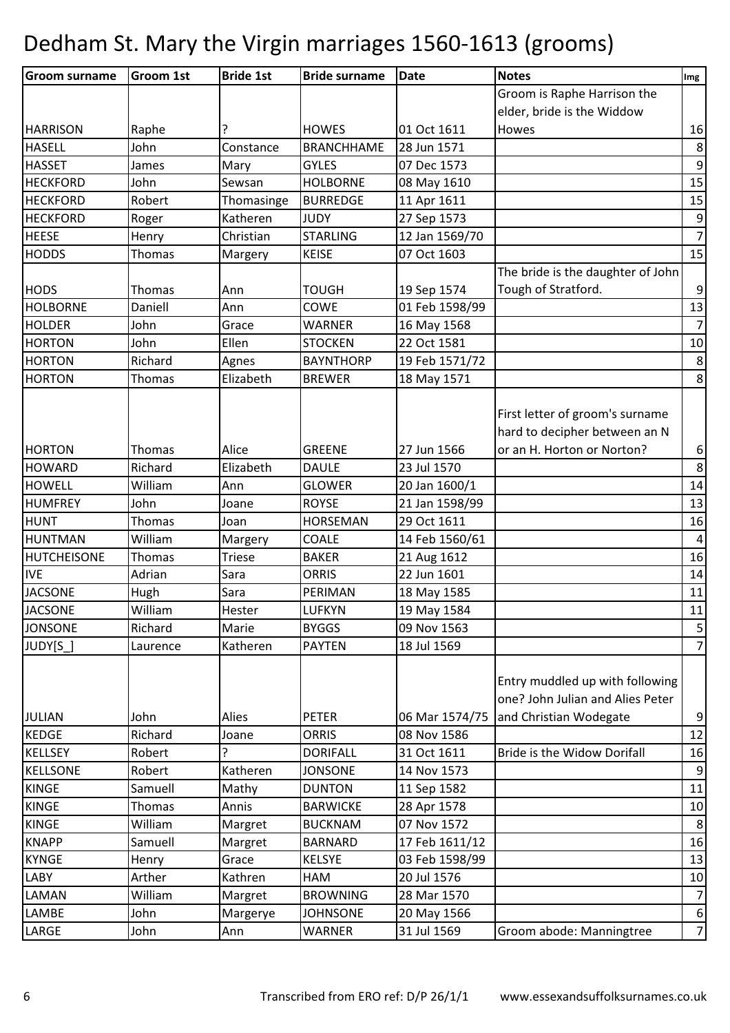# Dedham St. Mary the Virgin marriages 1560-1613 (grooms)

| Groom surname | Groom 1st | Bride 1st | Bride surname | Date | Notes | Img |
|---|---|---|---|---|---|---|
| HARRISON | Raphe | ? | HOWES | 01 Oct 1611 | Groom is Raphe Harrison the elder, bride is the Widdow Howes | 16 |
| HASELL | John | Constance | BRANCHHAME | 28 Jun 1571 | | 8 |
| HASSET | James | Mary | GYLES | 07 Dec 1573 | | 9 |
| HECKFORD | John | Sewsan | HOLBORNE | 08 May 1610 | | 15 |
| HECKFORD | Robert | Thomasinge | BURREDGE | 11 Apr 1611 | | 15 |
| HECKFORD | Roger | Katheren | JUDY | 27 Sep 1573 | | 9 |
| HEESE | Henry | Christian | STARLING | 12 Jan 1569/70 | | 7 |
| HODDS | Thomas | Margery | KEISE | 07 Oct 1603 | | 15 |
| HODS | Thomas | Ann | TOUGH | 19 Sep 1574 | The bride is the daughter of John Tough of Stratford. | 9 |
| HOLBORNE | Daniell | Ann | COWE | 01 Feb 1598/99 | | 13 |
| HOLDER | John | Grace | WARNER | 16 May 1568 | | 7 |
| HORTON | John | Ellen | STOCKEN | 22 Oct 1581 | | 10 |
| HORTON | Richard | Agnes | BAYNTHORP | 19 Feb 1571/72 | | 8 |
| HORTON | Thomas | Elizabeth | BREWER | 18 May 1571 | | 8 |
| HORTON | Thomas | Alice | GREENE | 27 Jun 1566 | First letter of groom's surname hard to decipher between an N or an H. Horton or Norton? | 6 |
| HOWARD | Richard | Elizabeth | DAULE | 23 Jul 1570 | | 8 |
| HOWELL | William | Ann | GLOWER | 20 Jan 1600/1 | | 14 |
| HUMFREY | John | Joane | ROYSE | 21 Jan 1598/99 | | 13 |
| HUNT | Thomas | Joan | HORSEMAN | 29 Oct 1611 | | 16 |
| HUNTMAN | William | Margery | COALE | 14 Feb 1560/61 | | 4 |
| HUTCHEISONE | Thomas | Triese | BAKER | 21 Aug 1612 | | 16 |
| IVE | Adrian | Sara | ORRIS | 22 Jun 1601 | | 14 |
| JACSONE | Hugh | Sara | PERIMAN | 18 May 1585 | | 11 |
| JACSONE | William | Hester | LUFKYN | 19 May 1584 | | 11 |
| JONSONE | Richard | Marie | BYGGS | 09 Nov 1563 | | 5 |
| JUDY[S_] | Laurence | Katheren | PAYTEN | 18 Jul 1569 | | 7 |
| JULIAN | John | Alies | PETER | 06 Mar 1574/75 | Entry muddled up with following one? John Julian and Alies Peter and Christian Wodegate | 9 |
| KEDGE | Richard | Joane | ORRIS | 08 Nov 1586 | | 12 |
| KELLSEY | Robert | ? | DORIFALL | 31 Oct 1611 | Bride is the Widow Dorifall | 16 |
| KELLSONE | Robert | Katheren | JONSONE | 14 Nov 1573 | | 9 |
| KINGE | Samuell | Mathy | DUNTON | 11 Sep 1582 | | 11 |
| KINGE | Thomas | Annis | BARWICKE | 28 Apr 1578 | | 10 |
| KINGE | William | Margret | BUCKNAM | 07 Nov 1572 | | 8 |
| KNAPP | Samuell | Margret | BARNARD | 17 Feb 1611/12 | | 16 |
| KYNGE | Henry | Grace | KELSYE | 03 Feb 1598/99 | | 13 |
| LABY | Arther | Kathren | HAM | 20 Jul 1576 | | 10 |
| LAMAN | William | Margret | BROWNING | 28 Mar 1570 | | 7 |
| LAMBE | John | Margerye | JOHNSONE | 20 May 1566 | | 6 |
| LARGE | John | Ann | WARNER | 31 Jul 1569 | Groom abode: Manningtree | 7 |

Transcribed from ERO ref: D/P 26/1/1 www.essexandsuffolksurnames.co.uk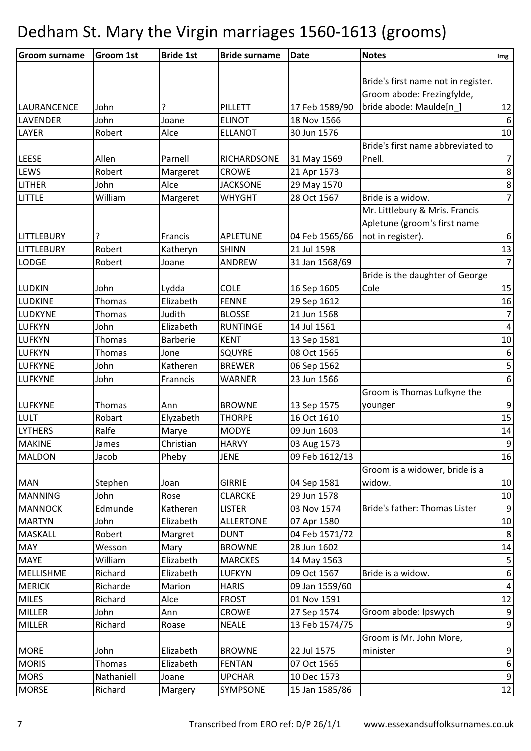# Dedham St. Mary the Virgin marriages 1560-1613 (grooms)

| Groom surname | Groom 1st | Bride 1st | Bride surname | Date | Notes | Img |
|---|---|---|---|---|---|---|
| LAURANCENCE | John | ? | PILLETT | 17 Feb 1589/90 | Bride's first name not in register. Groom abode: Frezingfylde, bride abode: Maulde[n_] | 12 |
| LAVENDER | John | Joane | ELINOT | 18 Nov 1566 | | 6 |
| LAYER | Robert | Alce | ELLANOT | 30 Jun 1576 | | 10 |
| LEESE | Allen | Parnell | RICHARDSONE | 31 May 1569 | Bride's first name abbreviated to Pnell. | 7 |
| LEWS | Robert | Margeret | CROWE | 21 Apr 1573 | | 8 |
| LITHER | John | Alce | JACKSONE | 29 May 1570 | | 8 |
| LITTLE | William | Margeret | WHYGHT | 28 Oct 1567 | Bride is a widow. | 7 |
| LITTLEBURY | ? | Francis | APLETUNE | 04 Feb 1565/66 | Mr. Littlebury & Mris. Francis Apletune (groom's first name not in register). | 6 |
| LITTLEBURY | Robert | Katheryn | SHINN | 21 Jul 1598 | | 13 |
| LODGE | Robert | Joane | ANDREW | 31 Jan 1568/69 | | 7 |
| LUDKIN | John | Lydda | COLE | 16 Sep 1605 | Bride is the daughter of George Cole | 15 |
| LUDKINE | Thomas | Elizabeth | FENNE | 29 Sep 1612 | | 16 |
| LUDKYNE | Thomas | Judith | BLOSSE | 21 Jun 1568 | | 7 |
| LUFKYN | John | Elizabeth | RUNTINGE | 14 Jul 1561 | | 4 |
| LUFKYN | Thomas | Barberie | KENT | 13 Sep 1581 | | 10 |
| LUFKYN | Thomas | Jone | SQUYRE | 08 Oct 1565 | | 6 |
| LUFKYNE | John | Katheren | BREWER | 06 Sep 1562 | | 5 |
| LUFKYNE | John | Franncis | WARNER | 23 Jun 1566 | | 6 |
| LUFKYNE | Thomas | Ann | BROWNE | 13 Sep 1575 | Groom is Thomas Lufkyne the younger | 9 |
| LULT | Robart | Elyzabeth | THORPE | 16 Oct 1610 | | 15 |
| LYTHERS | Ralfe | Marye | MODYE | 09 Jun 1603 | | 14 |
| MAKINE | James | Christian | HARVY | 03 Aug 1573 | | 9 |
| MALDON | Jacob | Pheby | JENE | 09 Feb 1612/13 | | 16 |
| MAN | Stephen | Joan | GIRRIE | 04 Sep 1581 | Groom is a widower, bride is a widow. | 10 |
| MANNING | John | Rose | CLARCKE | 29 Jun 1578 | | 10 |
| MANNOCK | Edmunde | Katheren | LISTER | 03 Nov 1574 | Bride's father: Thomas Lister | 9 |
| MARTYN | John | Elizabeth | ALLERTONE | 07 Apr 1580 | | 10 |
| MASKALL | Robert | Margret | DUNT | 04 Feb 1571/72 | | 8 |
| MAY | Wesson | Mary | BROWNE | 28 Jun 1602 | | 14 |
| MAYE | William | Elizabeth | MARCKES | 14 May 1563 | | 5 |
| MELLISHME | Richard | Elizabeth | LUFKYN | 09 Oct 1567 | Bride is a widow. | 6 |
| MERICK | Richarde | Marion | HARIS | 09 Jan 1559/60 | | 4 |
| MILES | Richard | Alce | FROST | 01 Nov 1591 | | 12 |
| MILLER | John | Ann | CROWE | 27 Sep 1574 | Groom abode: Ipswych | 9 |
| MILLER | Richard | Roase | NEALE | 13 Feb 1574/75 | | 9 |
| MORE | John | Elizabeth | BROWNE | 22 Jul 1575 | Groom is Mr. John More, minister | 9 |
| MORIS | Thomas | Elizabeth | FENTAN | 07 Oct 1565 | | 6 |
| MORS | Nathaniell | Joane | UPCHAR | 10 Dec 1573 | | 9 |
| MORSE | Richard | Margery | SYMPSONE | 15 Jan 1585/86 | | 12 |

Transcribed from ERO ref: D/P 26/1/1 www.essexandsuffolksurnames.co.uk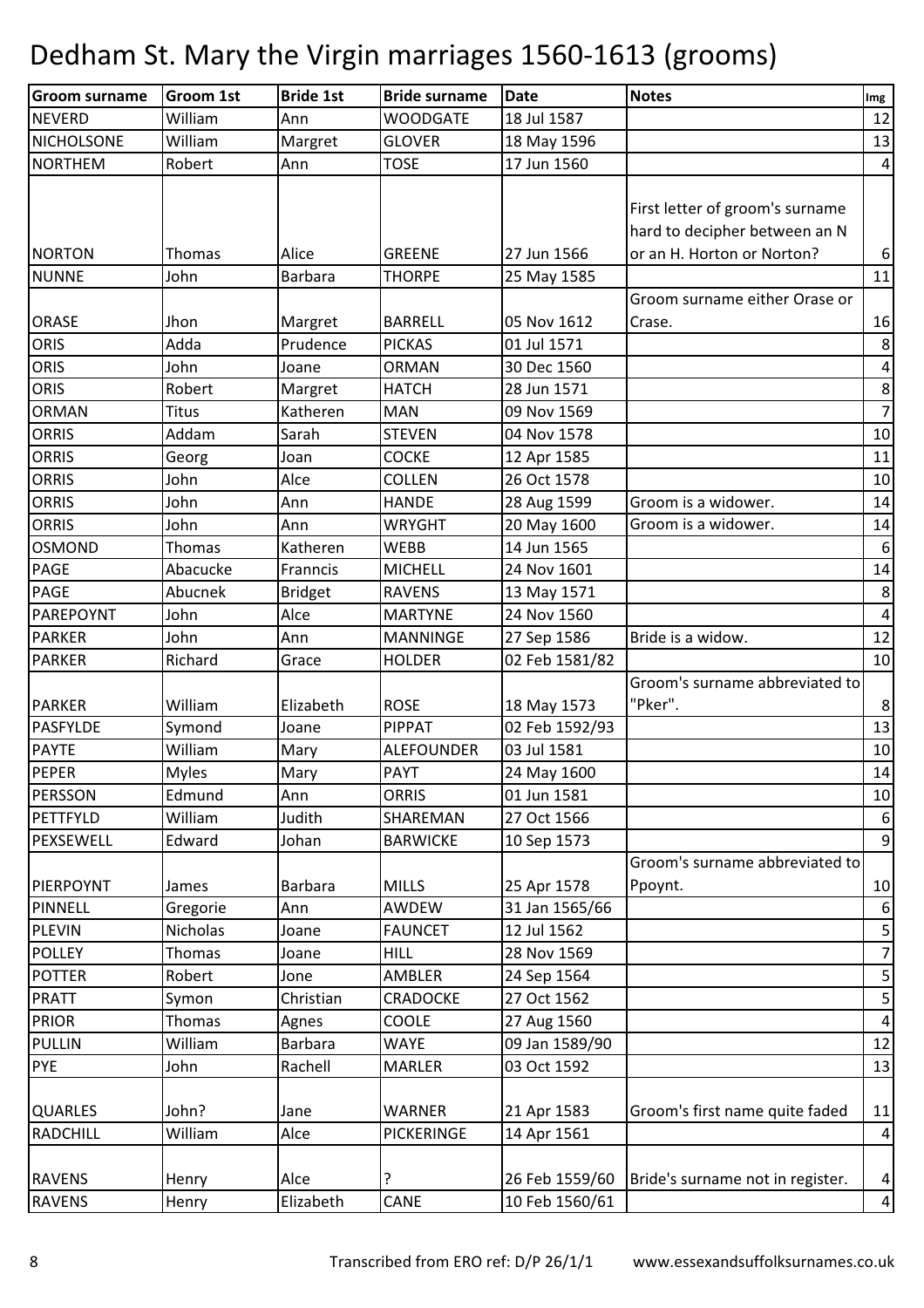# Dedham St. Mary the Virgin marriages 1560-1613 (grooms)

| Groom surname | Groom 1st | Bride 1st | Bride surname | Date | Notes | Img |
|---|---|---|---|---|---|---|
| NEVERD | William | Ann | WOODGATE | 18 Jul 1587 | | 12 |
| NICHOLSONE | William | Margret | GLOVER | 18 May 1596 | | 13 |
| NORTHEM | Robert | Ann | TOSE | 17 Jun 1560 | | 4 |
| NORTON | Thomas | Alice | GREENE | 27 Jun 1566 | First letter of groom's surname hard to decipher between an N or an H. Horton or Norton? | 6 |
| NUNNE | John | Barbara | THORPE | 25 May 1585 | | 11 |
| ORASE | Jhon | Margret | BARRELL | 05 Nov 1612 | Groom surname either Orase or Crase. | 16 |
| ORIS | Adda | Prudence | PICKAS | 01 Jul 1571 | | 8 |
| ORIS | John | Joane | ORMAN | 30 Dec 1560 | | 4 |
| ORIS | Robert | Margret | HATCH | 28 Jun 1571 | | 8 |
| ORMAN | Titus | Katheren | MAN | 09 Nov 1569 | | 7 |
| ORRIS | Addam | Sarah | STEVEN | 04 Nov 1578 | | 10 |
| ORRIS | Georg | Joan | COCKE | 12 Apr 1585 | | 11 |
| ORRIS | John | Alce | COLLEN | 26 Oct 1578 | | 10 |
| ORRIS | John | Ann | HANDE | 28 Aug 1599 | Groom is a widower. | 14 |
| ORRIS | John | Ann | WRYGHT | 20 May 1600 | Groom is a widower. | 14 |
| OSMOND | Thomas | Katheren | WEBB | 14 Jun 1565 | | 6 |
| PAGE | Abacucke | Franncis | MICHELL | 24 Nov 1601 | | 14 |
| PAGE | Abucnek | Bridget | RAVENS | 13 May 1571 | | 8 |
| PAREPOYNT | John | Alce | MARTYNE | 24 Nov 1560 | | 4 |
| PARKER | John | Ann | MANNINGE | 27 Sep 1586 | Bride is a widow. | 12 |
| PARKER | Richard | Grace | HOLDER | 02 Feb 1581/82 | | 10 |
| PARKER | William | Elizabeth | ROSE | 18 May 1573 | Groom's surname abbreviated to "Pker". | 8 |
| PASFYLDE | Symond | Joane | PIPPAT | 02 Feb 1592/93 | | 13 |
| PAYTE | William | Mary | ALEFOUNDER | 03 Jul 1581 | | 10 |
| PEPER | Myles | Mary | PAYT | 24 May 1600 | | 14 |
| PERSSON | Edmund | Ann | ORRIS | 01 Jun 1581 | | 10 |
| PETTFYLD | William | Judith | SHAREMAN | 27 Oct 1566 | | 6 |
| PEXSEWELL | Edward | Johan | BARWICKE | 10 Sep 1573 | | 9 |
| PIERPOYNT | James | Barbara | MILLS | 25 Apr 1578 | Groom's surname abbreviated to Ppoynt. | 10 |
| PINNELL | Gregorie | Ann | AWDEW | 31 Jan 1565/66 | | 6 |
| PLEVIN | Nicholas | Joane | FAUNCET | 12 Jul 1562 | | 5 |
| POLLEY | Thomas | Joane | HILL | 28 Nov 1569 | | 7 |
| POTTER | Robert | Jone | AMBLER | 24 Sep 1564 | | 5 |
| PRATT | Symon | Christian | CRADOCKE | 27 Oct 1562 | | 5 |
| PRIOR | Thomas | Agnes | COOLE | 27 Aug 1560 | | 4 |
| PULLIN | William | Barbara | WAYE | 09 Jan 1589/90 | | 12 |
| PYE | John | Rachell | MARLER | 03 Oct 1592 | | 13 |
| QUARLES | John? | Jane | WARNER | 21 Apr 1583 | Groom's first name quite faded | 11 |
| RADCHILL | William | Alce | PICKERINGE | 14 Apr 1561 | | 4 |
| RAVENS | Henry | Alce | ? | 26 Feb 1559/60 | Bride's surname not in register. | 4 |
| RAVENS | Henry | Elizabeth | CANE | 10 Feb 1560/61 | | 4 |

Transcribed from ERO ref: D/P 26/1/1 www.essexandsuffolksurnames.co.uk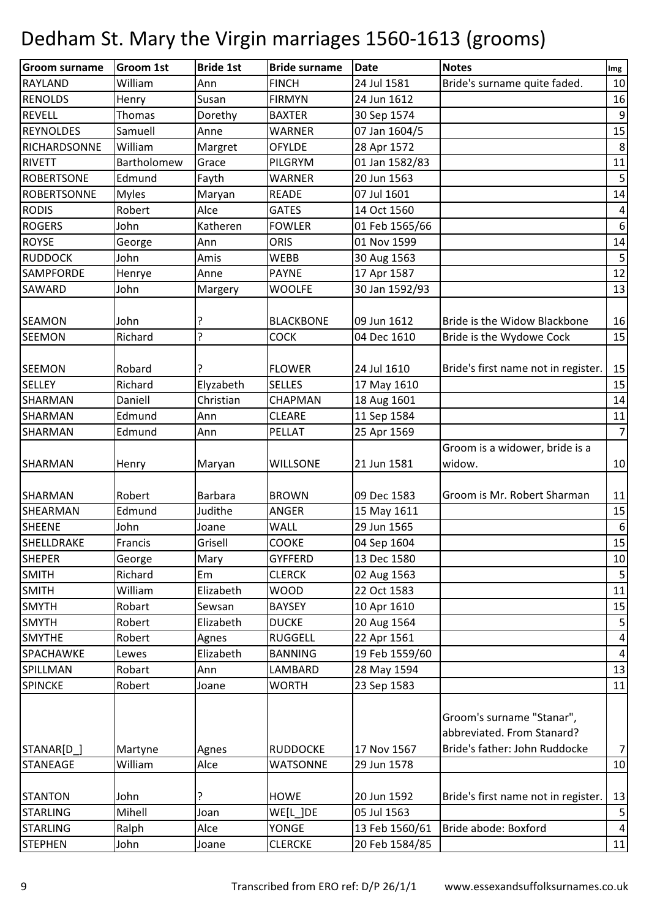# Dedham St. Mary the Virgin marriages 1560-1613 (grooms)

| Groom surname | Groom 1st | Bride 1st | Bride surname | Date | Notes | Img |
|---|---|---|---|---|---|---|
| RAYLAND | William | Ann | FINCH | 24 Jul 1581 | Bride's surname quite faded. | 10 |
| RENOLDS | Henry | Susan | FIRMYN | 24 Jun 1612 | | 16 |
| REVELL | Thomas | Dorethy | BAXTER | 30 Sep 1574 | | 9 |
| REYNOLDES | Samuell | Anne | WARNER | 07 Jan 1604/5 | | 15 |
| RICHARDSONNE | William | Margret | OFYLDE | 28 Apr 1572 | | 8 |
| RIVETT | Bartholomew | Grace | PILGRYM | 01 Jan 1582/83 | | 11 |
| ROBERTSONE | Edmund | Fayth | WARNER | 20 Jun 1563 | | 5 |
| ROBERTSONNE | Myles | Maryan | READE | 07 Jul 1601 | | 14 |
| RODIS | Robert | Alce | GATES | 14 Oct 1560 | | 4 |
| ROGERS | John | Katheren | FOWLER | 01 Feb 1565/66 | | 6 |
| ROYSE | George | Ann | ORIS | 01 Nov 1599 | | 14 |
| RUDDOCK | John | Amis | WEBB | 30 Aug 1563 | | 5 |
| SAMPFORDE | Henrye | Anne | PAYNE | 17 Apr 1587 | | 12 |
| SAWARD | John | Margery | WOOLFE | 30 Jan 1592/93 | | 13 |
| SEAMON | John | ? | BLACKBONE | 09 Jun 1612 | Bride is the Widow Blackbone | 16 |
| SEEMON | Richard | ? | COCK | 04 Dec 1610 | Bride is the Wydowe Cock | 15 |
| SEEMON | Robard | ? | FLOWER | 24 Jul 1610 | Bride's first name not in register. | 15 |
| SELLEY | Richard | Elyzabeth | SELLES | 17 May 1610 | | 15 |
| SHARMAN | Daniell | Christian | CHAPMAN | 18 Aug 1601 | | 14 |
| SHARMAN | Edmund | Ann | CLEARE | 11 Sep 1584 | | 11 |
| SHARMAN | Edmund | Ann | PELLAT | 25 Apr 1569 | | 7 |
| SHARMAN | Henry | Maryan | WILLSONE | 21 Jun 1581 | Groom is a widower, bride is a widow. | 10 |
| SHARMAN | Robert | Barbara | BROWN | 09 Dec 1583 | Groom is Mr. Robert Sharman | 11 |
| SHEARMAN | Edmund | Judithe | ANGER | 15 May 1611 | | 15 |
| SHEENE | John | Joane | WALL | 29 Jun 1565 | | 6 |
| SHELLDRAKE | Francis | Grisell | COOKE | 04 Sep 1604 | | 15 |
| SHEPER | George | Mary | GYFFERD | 13 Dec 1580 | | 10 |
| SMITH | Richard | Em | CLERCK | 02 Aug 1563 | | 5 |
| SMITH | William | Elizabeth | WOOD | 22 Oct 1583 | | 11 |
| SMYTH | Robart | Sewsan | BAYSEY | 10 Apr 1610 | | 15 |
| SMYTH | Robert | Elizabeth | DUCKE | 20 Aug 1564 | | 5 |
| SMYTHE | Robert | Agnes | RUGGELL | 22 Apr 1561 | | 4 |
| SPACHAWKE | Lewes | Elizabeth | BANNING | 19 Feb 1559/60 | | 4 |
| SPILLMAN | Robart | Ann | LAMBARD | 28 May 1594 | | 13 |
| SPINCKE | Robert | Joane | WORTH | 23 Sep 1583 | | 11 |
| STANAR[D_] | Martyne | Agnes | RUDDOCKE | 17 Nov 1567 | Groom's surname "Stanar", abbreviated. From Stanard? Bride's father: John Ruddocke | 7 |
| STANEAGE | William | Alce | WATSONNE | 29 Jun 1578 | | 10 |
| STANTON | John | ? | HOWE | 20 Jun 1592 | Bride's first name not in register. | 13 |
| STARLING | Mihell | Joan | WE[L_]DE | 05 Jul 1563 | | 5 |
| STARLING | Ralph | Alce | YONGE | 13 Feb 1560/61 | Bride abode: Boxford | 4 |
| STEPHEN | John | Joane | CLERCKE | 20 Feb 1584/85 | | 11 |

Transcribed from ERO ref: D/P 26/1/1 www.essexandsuffolksurnames.co.uk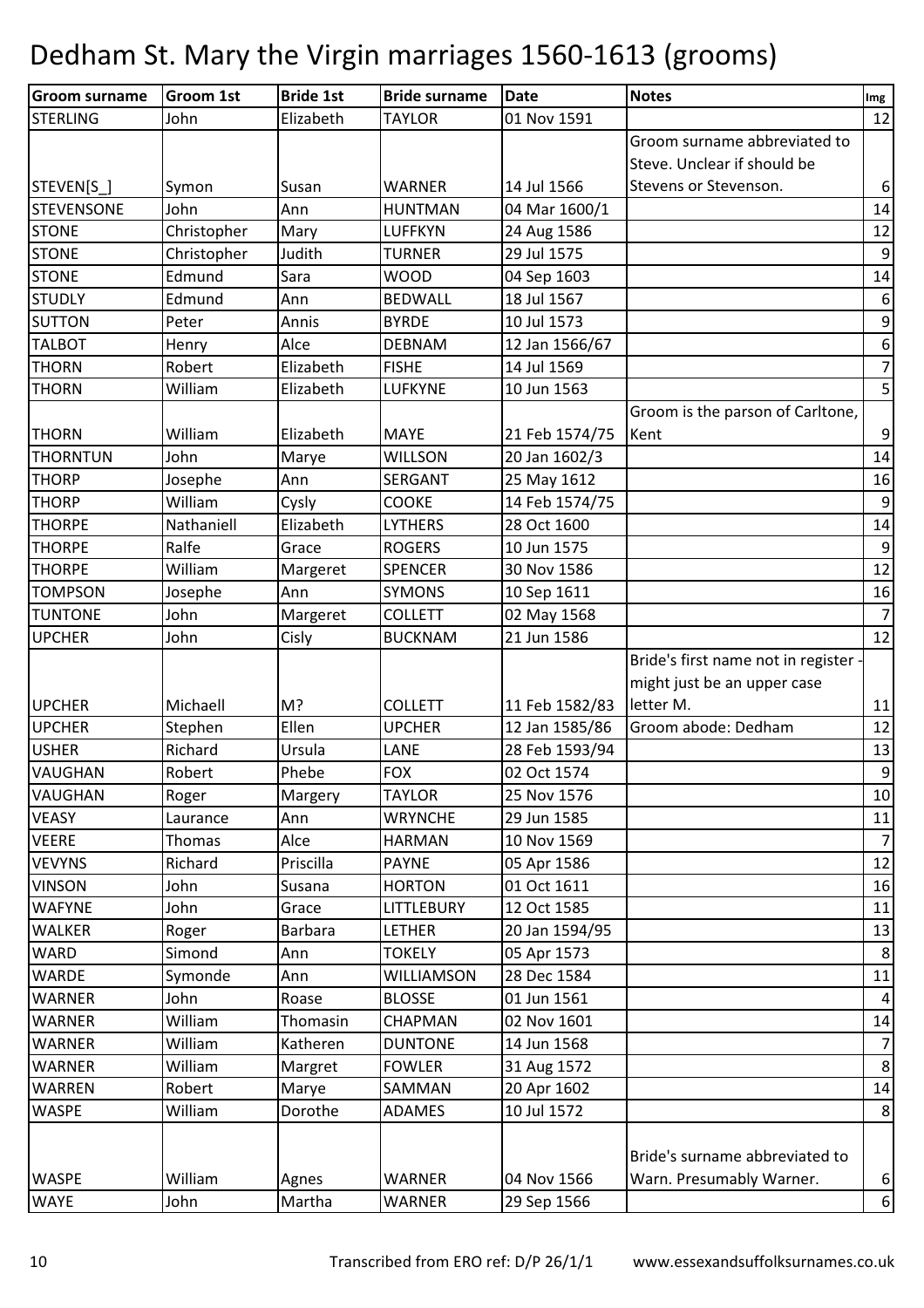# Dedham St. Mary the Virgin marriages 1560-1613 (grooms)

| Groom surname | Groom 1st | Bride 1st | Bride surname | Date | Notes | Img |
|---|---|---|---|---|---|---|
| STERLING | John | Elizabeth | TAYLOR | 01 Nov 1591 | | 12 |
| STEVEN[S_] | Symon | Susan | WARNER | 14 Jul 1566 | Groom surname abbreviated to Steve. Unclear if should be Stevens or Stevenson. | 6 |
| STEVENSONE | John | Ann | HUNTMAN | 04 Mar 1600/1 | | 14 |
| STONE | Christopher | Mary | LUFFKYN | 24 Aug 1586 | | 12 |
| STONE | Christopher | Judith | TURNER | 29 Jul 1575 | | 9 |
| STONE | Edmund | Sara | WOOD | 04 Sep 1603 | | 14 |
| STUDLY | Edmund | Ann | BEDWALL | 18 Jul 1567 | | 6 |
| SUTTON | Peter | Annis | BYRDE | 10 Jul 1573 | | 9 |
| TALBOT | Henry | Alce | DEBNAM | 12 Jan 1566/67 | | 6 |
| THORN | Robert | Elizabeth | FISHE | 14 Jul 1569 | | 7 |
| THORN | William | Elizabeth | LUFKYNE | 10 Jun 1563 | | 5 |
| THORN | William | Elizabeth | MAYE | 21 Feb 1574/75 | Groom is the parson of Carltone, Kent | 9 |
| THORNTUN | John | Marye | WILLSON | 20 Jan 1602/3 | | 14 |
| THORP | Josephe | Ann | SERGANT | 25 May 1612 | | 16 |
| THORP | William | Cysly | COOKE | 14 Feb 1574/75 | | 9 |
| THORPE | Nathaniell | Elizabeth | LYTHERS | 28 Oct 1600 | | 14 |
| THORPE | Ralfe | Grace | ROGERS | 10 Jun 1575 | | 9 |
| THORPE | William | Margeret | SPENCER | 30 Nov 1586 | | 12 |
| TOMPSON | Josephe | Ann | SYMONS | 10 Sep 1611 | | 16 |
| TUNTONE | John | Margeret | COLLETT | 02 May 1568 | | 7 |
| UPCHER | John | Cisly | BUCKNAM | 21 Jun 1586 | | 12 |
| UPCHER | Michaell | M? | COLLETT | 11 Feb 1582/83 | Bride's first name not in register - might just be an upper case letter M. | 11 |
| UPCHER | Stephen | Ellen | UPCHER | 12 Jan 1585/86 | Groom abode: Dedham | 12 |
| USHER | Richard | Ursula | LANE | 28 Feb 1593/94 | | 13 |
| VAUGHAN | Robert | Phebe | FOX | 02 Oct 1574 | | 9 |
| VAUGHAN | Roger | Margery | TAYLOR | 25 Nov 1576 | | 10 |
| VEASY | Laurance | Ann | WRYNCHE | 29 Jun 1585 | | 11 |
| VEERE | Thomas | Alce | HARMAN | 10 Nov 1569 | | 7 |
| VEVYNS | Richard | Priscilla | PAYNE | 05 Apr 1586 | | 12 |
| VINSON | John | Susana | HORTON | 01 Oct 1611 | | 16 |
| WAFYNE | John | Grace | LITTLEBURY | 12 Oct 1585 | | 11 |
| WALKER | Roger | Barbara | LETHER | 20 Jan 1594/95 | | 13 |
| WARD | Simond | Ann | TOKELY | 05 Apr 1573 | | 8 |
| WARDE | Symonde | Ann | WILLIAMSON | 28 Dec 1584 | | 11 |
| WARNER | John | Roase | BLOSSE | 01 Jun 1561 | | 4 |
| WARNER | William | Thomasin | CHAPMAN | 02 Nov 1601 | | 14 |
| WARNER | William | Katheren | DUNTONE | 14 Jun 1568 | | 7 |
| WARNER | William | Margret | FOWLER | 31 Aug 1572 | | 8 |
| WARREN | Robert | Marye | SAMMAN | 20 Apr 1602 | | 14 |
| WASPE | William | Dorothe | ADAMES | 10 Jul 1572 | | 8 |
| WASPE | William | Agnes | WARNER | 04 Nov 1566 | Bride's surname abbreviated to Warn. Presumably Warner. | 6 |
| WAYE | John | Martha | WARNER | 29 Sep 1566 | | 6 |

Transcribed from ERO ref: D/P 26/1/1 www.essexandsuffolksurnames.co.uk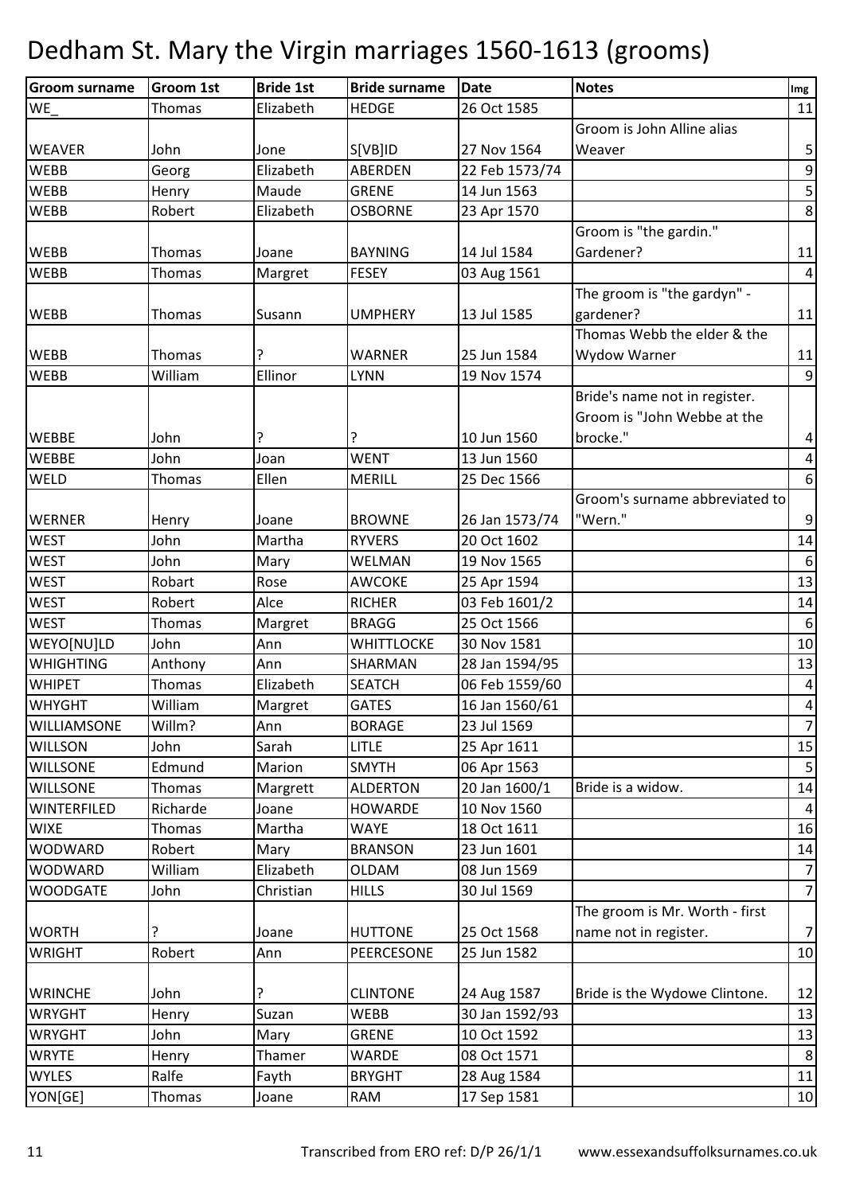# Dedham St. Mary the Virgin marriages 1560-1613 (grooms)

| Groom surname | Groom 1st | Bride 1st | Bride surname | Date | Notes | Img |
|---|---|---|---|---|---|---|
| WE_ | Thomas | Elizabeth | HEDGE | 26 Oct 1585 | | 11 |
| WEAVER | John | Jone | S[VB]ID | 27 Nov 1564 | Groom is John Alline alias Weaver | 5 |
| WEBB | Georg | Elizabeth | ABERDEN | 22 Feb 1573/74 | | 9 |
| WEBB | Henry | Maude | GRENE | 14 Jun 1563 | | 5 |
| WEBB | Robert | Elizabeth | OSBORNE | 23 Apr 1570 | | 8 |
| WEBB | Thomas | Joane | BAYNING | 14 Jul 1584 | Groom is "the gardin." Gardener? | 11 |
| WEBB | Thomas | Margret | FESEY | 03 Aug 1561 | | 4 |
| WEBB | Thomas | Susann | UMPHERY | 13 Jul 1585 | The groom is "the gardyn" - gardener? | 11 |
| WEBB | Thomas | ? | WARNER | 25 Jun 1584 | Thomas Webb the elder & the Wydow Warner | 11 |
| WEBB | William | Ellinor | LYNN | 19 Nov 1574 | | 9 |
| WEBBE | John | ? | ? | 10 Jun 1560 | Bride's name not in register. Groom is "John Webbe at the brocke." | 4 |
| WEBBE | John | Joan | WENT | 13 Jun 1560 | | 4 |
| WELD | Thomas | Ellen | MERILL | 25 Dec 1566 | | 6 |
| WERNER | Henry | Joane | BROWNE | 26 Jan 1573/74 | Groom's surname abbreviated to "Wern." | 9 |
| WEST | John | Martha | RYVERS | 20 Oct 1602 | | 14 |
| WEST | John | Mary | WELMAN | 19 Nov 1565 | | 6 |
| WEST | Robart | Rose | AWCOKE | 25 Apr 1594 | | 13 |
| WEST | Robert | Alce | RICHER | 03 Feb 1601/2 | | 14 |
| WEST | Thomas | Margret | BRAGG | 25 Oct 1566 | | 6 |
| WEYO[NU]LD | John | Ann | WHITTLOCKE | 30 Nov 1581 | | 10 |
| WHIGHTING | Anthony | Ann | SHARMAN | 28 Jan 1594/95 | | 13 |
| WHIPET | Thomas | Elizabeth | SEATCH | 06 Feb 1559/60 | | 4 |
| WHYGHT | William | Margret | GATES | 16 Jan 1560/61 | | 4 |
| WILLIAMSONE | Willm? | Ann | BORAGE | 23 Jul 1569 | | 7 |
| WILLSON | John | Sarah | LITLE | 25 Apr 1611 | | 15 |
| WILLSONE | Edmund | Marion | SMYTH | 06 Apr 1563 | | 5 |
| WILLSONE | Thomas | Margrett | ALDERTON | 20 Jan 1600/1 | Bride is a widow. | 14 |
| WINTERFILED | Richarde | Joane | HOWARDE | 10 Nov 1560 | | 4 |
| WIXE | Thomas | Martha | WAYE | 18 Oct 1611 | | 16 |
| WODWARD | Robert | Mary | BRANSON | 23 Jun 1601 | | 14 |
| WODWARD | William | Elizabeth | OLDAM | 08 Jun 1569 | | 7 |
| WOODGATE | John | Christian | HILLS | 30 Jul 1569 | | 7 |
| WORTH | ? | Joane | HUTTONE | 25 Oct 1568 | The groom is Mr. Worth - first name not in register. | 7 |
| WRIGHT | Robert | Ann | PEERCESONE | 25 Jun 1582 | | 10 |
| WRINCHE | John | ? | CLINTONE | 24 Aug 1587 | Bride is the Wydowe Clintone. | 12 |
| WRYGHT | Henry | Suzan | WEBB | 30 Jan 1592/93 | | 13 |
| WRYGHT | John | Mary | GRENE | 10 Oct 1592 | | 13 |
| WRYTE | Henry | Thamer | WARDE | 08 Oct 1571 | | 8 |
| WYLES | Ralfe | Fayth | BRYGHT | 28 Aug 1584 | | 11 |
| YON[GE] | Thomas | Joane | RAM | 17 Sep 1581 | | 10 |

Transcribed from ERO ref: D/P 26/1/1 www.essexandsuffolksurnames.co.uk